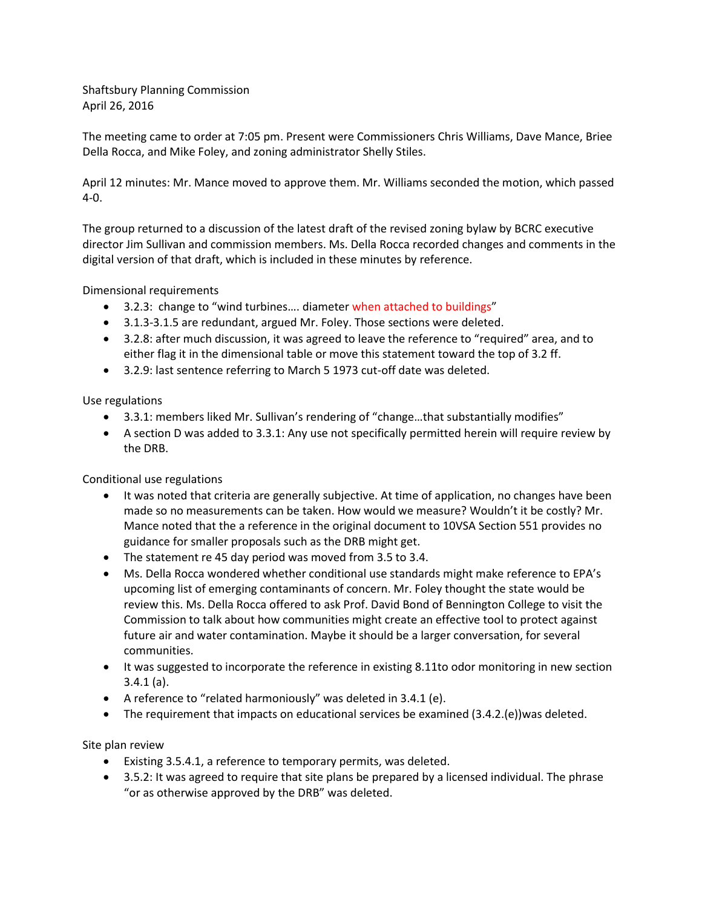Shaftsbury Planning Commission
April 26, 2016

The meeting came to order at 7:05 pm. Present were Commissioners Chris Williams, Dave Mance, Briee Della Rocca, and Mike Foley, and zoning administrator Shelly Stiles.

April 12 minutes: Mr. Mance moved to approve them. Mr. Williams seconded the motion, which passed 4-0.

The group returned to a discussion of the latest draft of the revised zoning bylaw by BCRC executive director Jim Sullivan and commission members. Ms. Della Rocca recorded changes and comments in the digital version of that draft, which is included in these minutes by reference.

Dimensional requirements

- 3.2.3: change to "wind turbines…. diameter when attached to buildings"
- 3.1.3-3.1.5 are redundant, argued Mr. Foley. Those sections were deleted.
- 3.2.8: after much discussion, it was agreed to leave the reference to "required" area, and to either flag it in the dimensional table or move this statement toward the top of 3.2 ff.
- 3.2.9: last sentence referring to March 5 1973 cut-off date was deleted.

Use regulations

- 3.3.1: members liked Mr. Sullivan's rendering of "change…that substantially modifies"
- A section D was added to 3.3.1: Any use not specifically permitted herein will require review by the DRB.

Conditional use regulations

- It was noted that criteria are generally subjective. At time of application, no changes have been made so no measurements can be taken. How would we measure? Wouldn't it be costly? Mr. Mance noted that the a reference in the original document to 10VSA Section 551 provides no guidance for smaller proposals such as the DRB might get.
- The statement re 45 day period was moved from 3.5 to 3.4.
- Ms. Della Rocca wondered whether conditional use standards might make reference to EPA's upcoming list of emerging contaminants of concern. Mr. Foley thought the state would be review this. Ms. Della Rocca offered to ask Prof. David Bond of Bennington College to visit the Commission to talk about how communities might create an effective tool to protect against future air and water contamination. Maybe it should be a larger conversation, for several communities.
- It was suggested to incorporate the reference in existing 8.11to odor monitoring in new section 3.4.1 (a).
- A reference to "related harmoniously" was deleted in 3.4.1 (e).
- The requirement that impacts on educational services be examined (3.4.2.(e))was deleted.

Site plan review

- Existing 3.5.4.1, a reference to temporary permits, was deleted.
- 3.5.2: It was agreed to require that site plans be prepared by a licensed individual. The phrase "or as otherwise approved by the DRB" was deleted.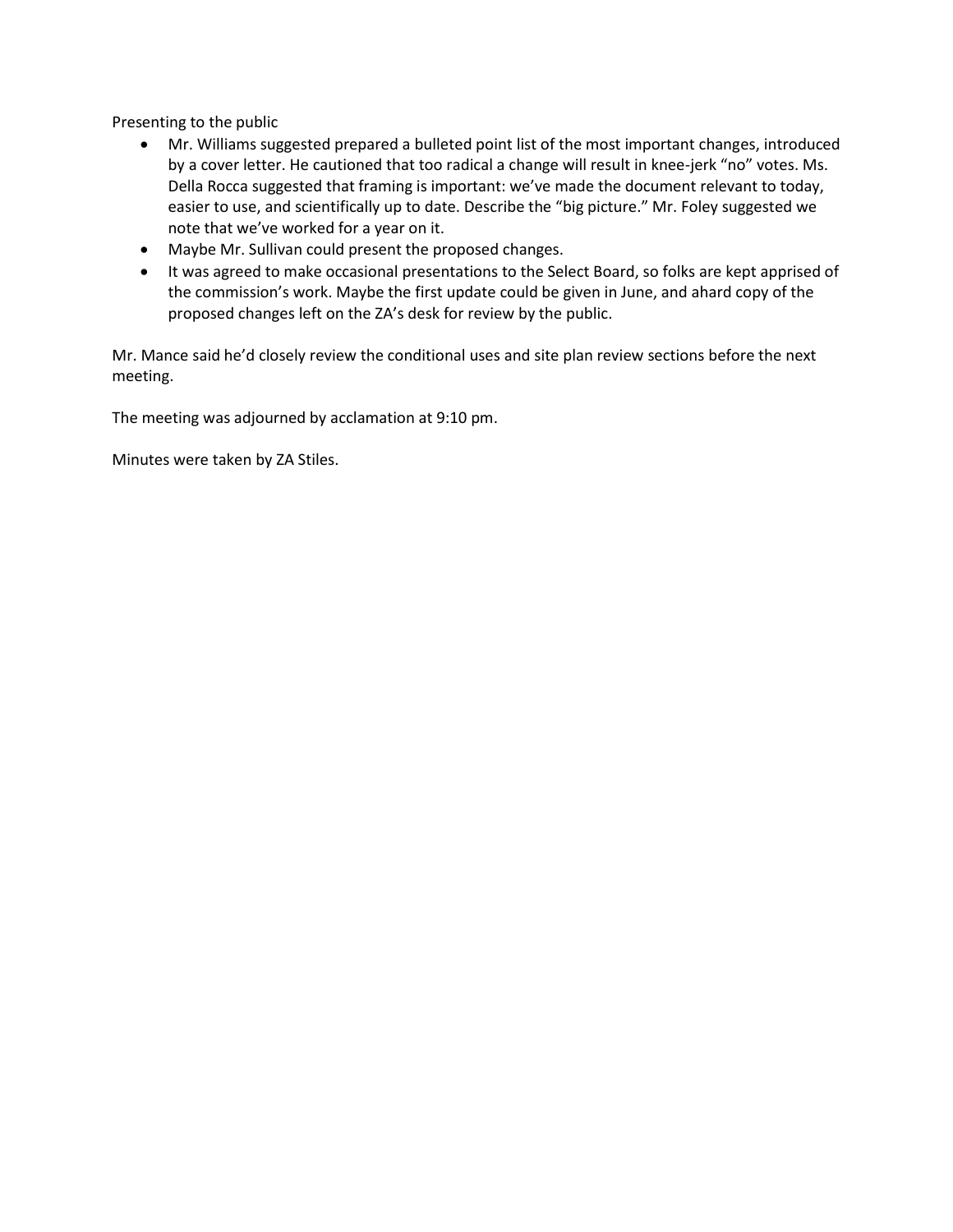Presenting to the public

- Mr. Williams suggested prepared a bulleted point list of the most important changes, introduced by a cover letter. He cautioned that too radical a change will result in knee-jerk "no" votes. Ms. Della Rocca suggested that framing is important: we've made the document relevant to today, easier to use, and scientifically up to date. Describe the "big picture." Mr. Foley suggested we note that we've worked for a year on it.
- Maybe Mr. Sullivan could present the proposed changes.
- It was agreed to make occasional presentations to the Select Board, so folks are kept apprised of the commission's work. Maybe the first update could be given in June, and ahard copy of the proposed changes left on the ZA's desk for review by the public.

Mr. Mance said he'd closely review the conditional uses and site plan review sections before the next meeting.

The meeting was adjourned by acclamation at 9:10 pm.

Minutes were taken by ZA Stiles.